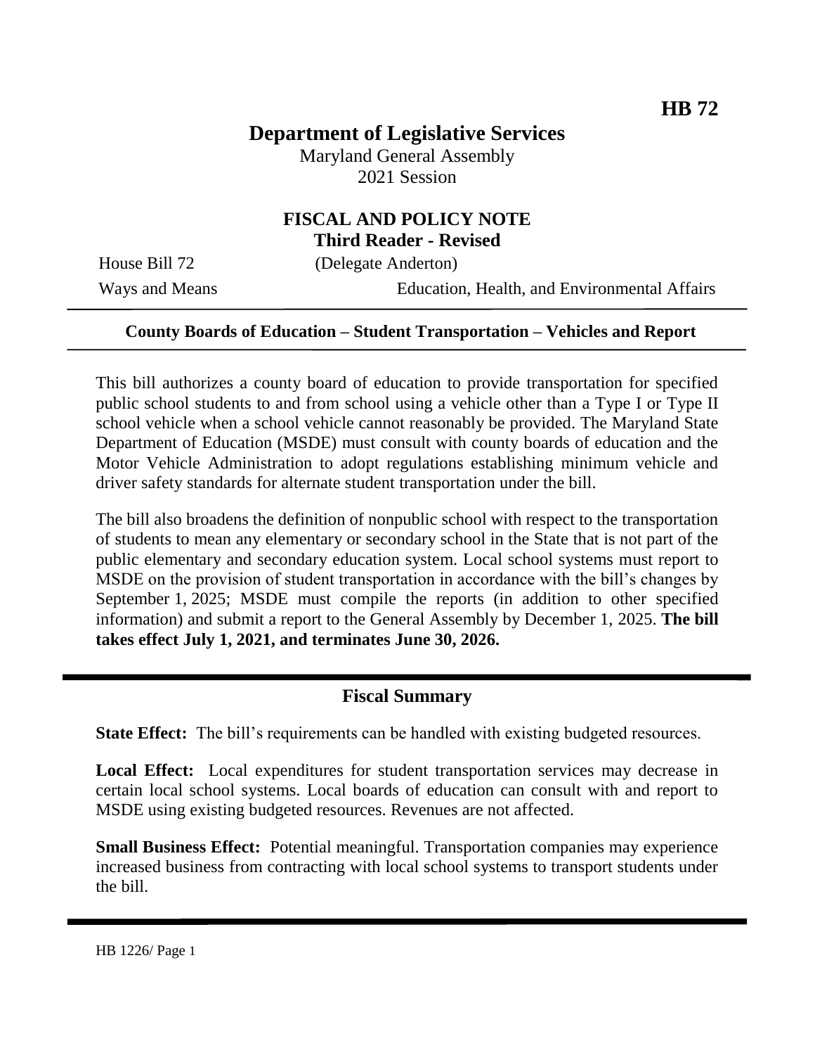**HB 72**

# Department of Legislative Services

Maryland General Assembly
2021 Session

## FISCAL AND POLICY NOTE
**Third Reader - Revised**

House Bill 72 (Delegate Anderton)
Ways and Means Education, Health, and Environmental Affairs

**County Boards of Education – Student Transportation – Vehicles and Report**

This bill authorizes a county board of education to provide transportation for specified public school students to and from school using a vehicle other than a Type I or Type II school vehicle when a school vehicle cannot reasonably be provided. The Maryland State Department of Education (MSDE) must consult with county boards of education and the Motor Vehicle Administration to adopt regulations establishing minimum vehicle and driver safety standards for alternate student transportation under the bill.

The bill also broadens the definition of nonpublic school with respect to the transportation of students to mean any elementary or secondary school in the State that is not part of the public elementary and secondary education system. Local school systems must report to MSDE on the provision of student transportation in accordance with the bill's changes by September 1, 2025; MSDE must compile the reports (in addition to other specified information) and submit a report to the General Assembly by December 1, 2025. **The bill takes effect July 1, 2021, and terminates June 30, 2026.**

## Fiscal Summary

**State Effect:** The bill's requirements can be handled with existing budgeted resources.

**Local Effect:** Local expenditures for student transportation services may decrease in certain local school systems. Local boards of education can consult with and report to MSDE using existing budgeted resources. Revenues are not affected.

**Small Business Effect:** Potential meaningful. Transportation companies may experience increased business from contracting with local school systems to transport students under the bill.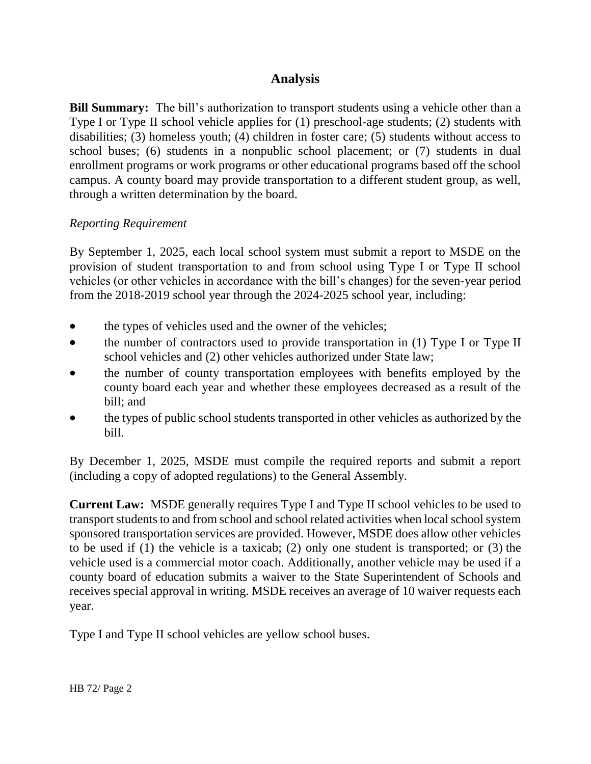## Analysis

**Bill Summary:** The bill's authorization to transport students using a vehicle other than a Type I or Type II school vehicle applies for (1) preschool-age students; (2) students with disabilities; (3) homeless youth; (4) children in foster care; (5) students without access to school buses; (6) students in a nonpublic school placement; or (7) students in dual enrollment programs or work programs or other educational programs based off the school campus. A county board may provide transportation to a different student group, as well, through a written determination by the board.

*Reporting Requirement*

By September 1, 2025, each local school system must submit a report to MSDE on the provision of student transportation to and from school using Type I or Type II school vehicles (or other vehicles in accordance with the bill's changes) for the seven-year period from the 2018-2019 school year through the 2024-2025 school year, including:

- the types of vehicles used and the owner of the vehicles;
- the number of contractors used to provide transportation in (1) Type I or Type II school vehicles and (2) other vehicles authorized under State law;
- the number of county transportation employees with benefits employed by the county board each year and whether these employees decreased as a result of the bill; and
- the types of public school students transported in other vehicles as authorized by the bill.

By December 1, 2025, MSDE must compile the required reports and submit a report (including a copy of adopted regulations) to the General Assembly.

**Current Law:** MSDE generally requires Type I and Type II school vehicles to be used to transport students to and from school and school related activities when local school system sponsored transportation services are provided. However, MSDE does allow other vehicles to be used if (1) the vehicle is a taxicab; (2) only one student is transported; or (3) the vehicle used is a commercial motor coach. Additionally, another vehicle may be used if a county board of education submits a waiver to the State Superintendent of Schools and receives special approval in writing. MSDE receives an average of 10 waiver requests each year.

Type I and Type II school vehicles are yellow school buses.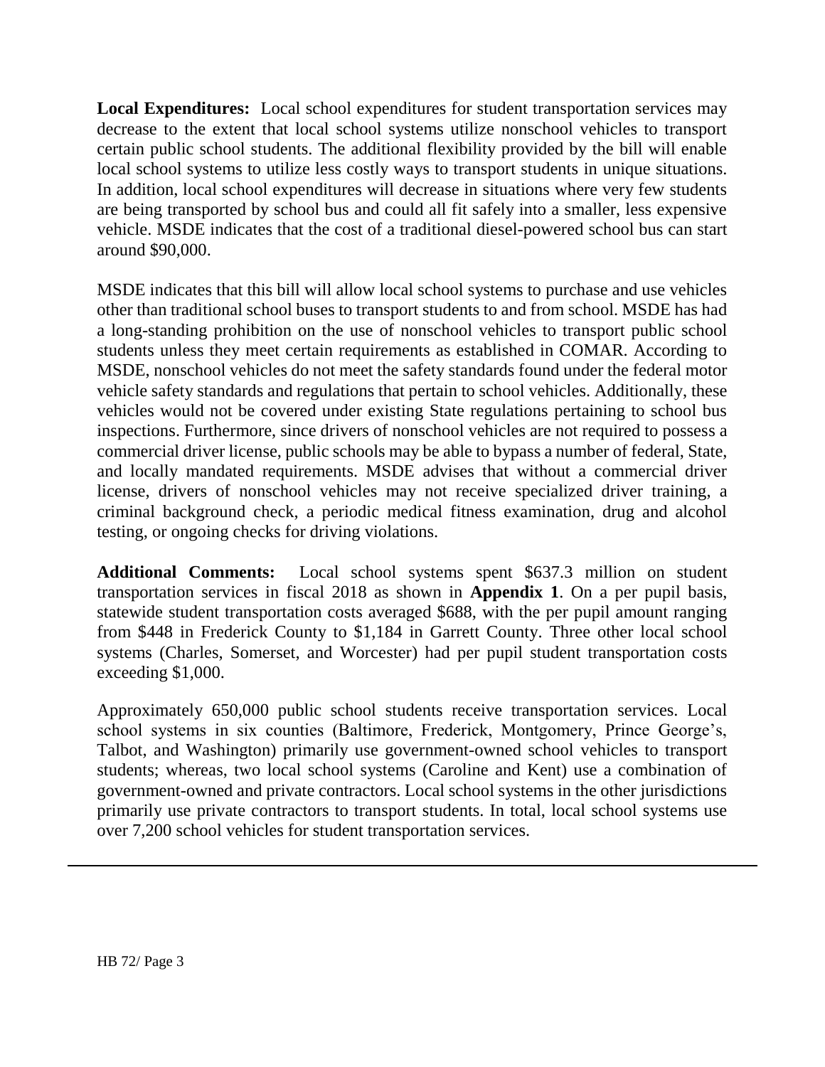**Local Expenditures:** Local school expenditures for student transportation services may decrease to the extent that local school systems utilize nonschool vehicles to transport certain public school students. The additional flexibility provided by the bill will enable local school systems to utilize less costly ways to transport students in unique situations. In addition, local school expenditures will decrease in situations where very few students are being transported by school bus and could all fit safely into a smaller, less expensive vehicle. MSDE indicates that the cost of a traditional diesel-powered school bus can start around $90,000.

MSDE indicates that this bill will allow local school systems to purchase and use vehicles other than traditional school buses to transport students to and from school. MSDE has had a long-standing prohibition on the use of nonschool vehicles to transport public school students unless they meet certain requirements as established in COMAR. According to MSDE, nonschool vehicles do not meet the safety standards found under the federal motor vehicle safety standards and regulations that pertain to school vehicles. Additionally, these vehicles would not be covered under existing State regulations pertaining to school bus inspections. Furthermore, since drivers of nonschool vehicles are not required to possess a commercial driver license, public schools may be able to bypass a number of federal, State, and locally mandated requirements. MSDE advises that without a commercial driver license, drivers of nonschool vehicles may not receive specialized driver training, a criminal background check, a periodic medical fitness examination, drug and alcohol testing, or ongoing checks for driving violations.

**Additional Comments:** Local school systems spent $637.3 million on student transportation services in fiscal 2018 as shown in **Appendix 1**. On a per pupil basis, statewide student transportation costs averaged $688, with the per pupil amount ranging from $448 in Frederick County to $1,184 in Garrett County. Three other local school systems (Charles, Somerset, and Worcester) had per pupil student transportation costs exceeding $1,000.

Approximately 650,000 public school students receive transportation services. Local school systems in six counties (Baltimore, Frederick, Montgomery, Prince George's, Talbot, and Washington) primarily use government-owned school vehicles to transport students; whereas, two local school systems (Caroline and Kent) use a combination of government-owned and private contractors. Local school systems in the other jurisdictions primarily use private contractors to transport students. In total, local school systems use over 7,200 school vehicles for student transportation services.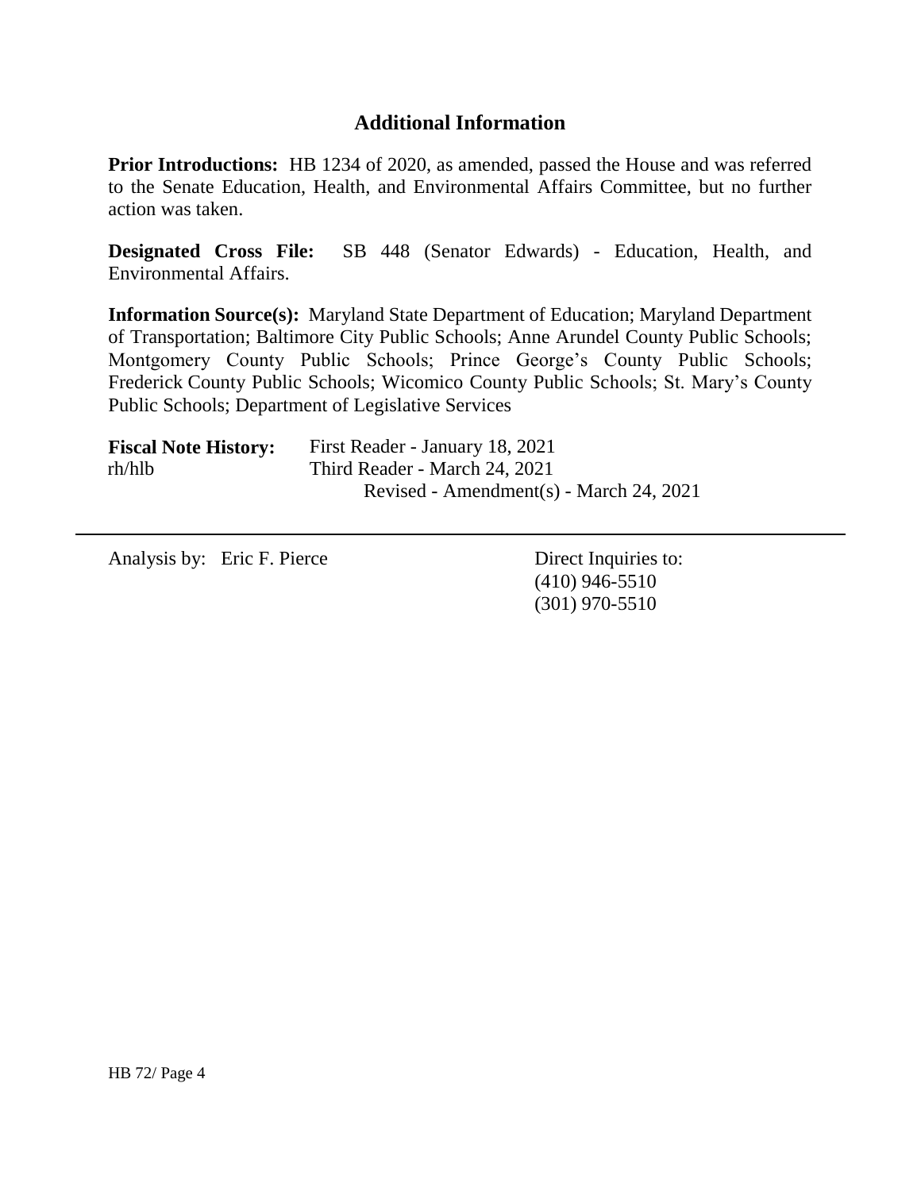## Additional Information

**Prior Introductions:** HB 1234 of 2020, as amended, passed the House and was referred to the Senate Education, Health, and Environmental Affairs Committee, but no further action was taken.

**Designated Cross File:** SB 448 (Senator Edwards) - Education, Health, and Environmental Affairs.

**Information Source(s):** Maryland State Department of Education; Maryland Department of Transportation; Baltimore City Public Schools; Anne Arundel County Public Schools; Montgomery County Public Schools; Prince George's County Public Schools; Frederick County Public Schools; Wicomico County Public Schools; St. Mary's County Public Schools; Department of Legislative Services

**Fiscal Note History:** First Reader - January 18, 2021
rh/hlb Third Reader - March 24, 2021
Revised - Amendment(s) - March 24, 2021

---

Analysis by: Eric F. Pierce

Direct Inquiries to:
(410) 946-5510
(301) 970-5510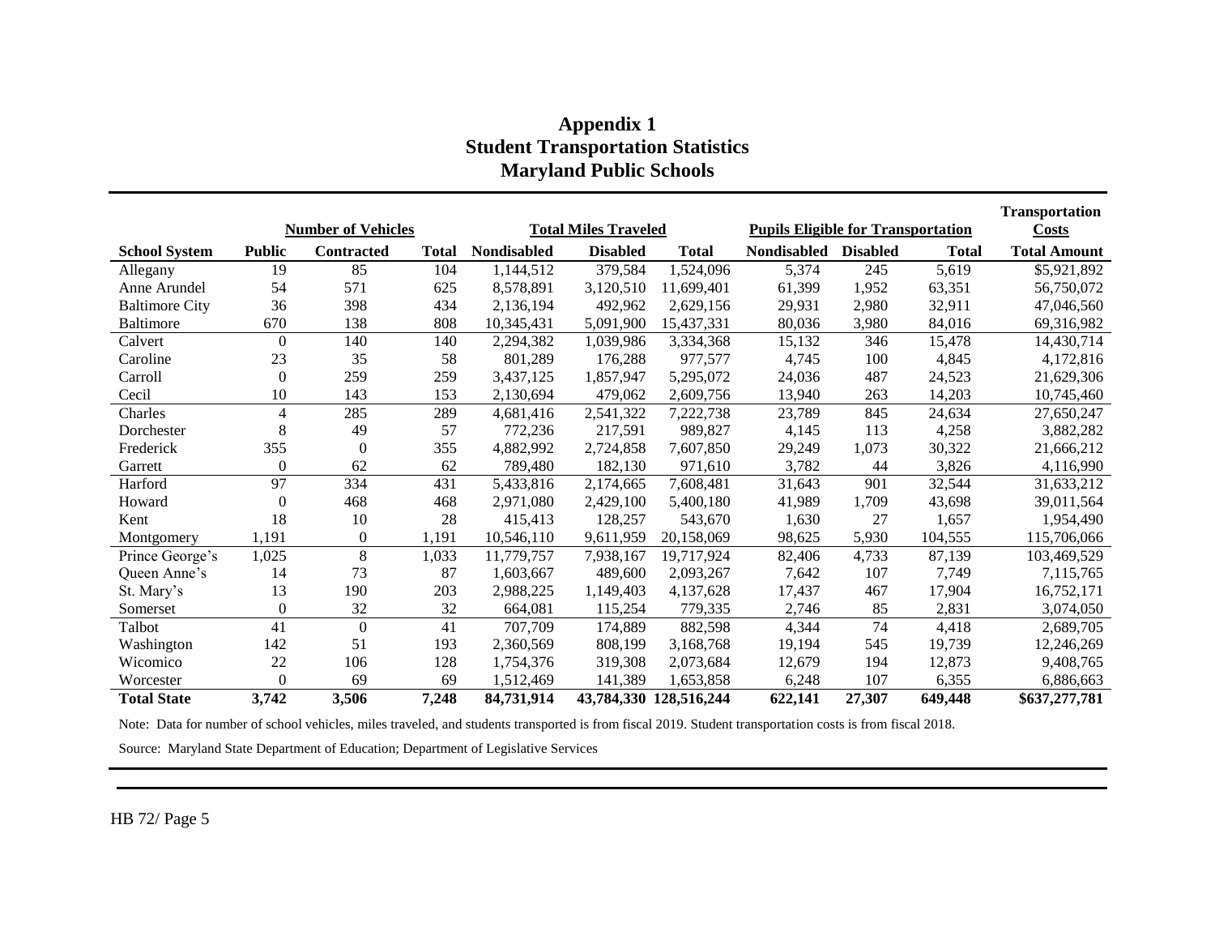# Appendix 1
## Student Transportation Statistics
## Maryland Public Schools

| | Number of Vehicles | | | Total Miles Traveled | | | Pupils Eligible for Transportation | | | Transportation Costs |
|---|---|---|---|---|---|---|---|---|---|---|
| School System | Public | Contracted | Total | Nondisabled | Disabled | Total | Nondisabled | Disabled | Total | Total Amount |
| Allegany | 19 | 85 | 104 | 1,144,512 | 379,584 | 1,524,096 | 5,374 | 245 | 5,619 | $5,921,892 |
| Anne Arundel | 54 | 571 | 625 | 8,578,891 | 3,120,510 | 11,699,401 | 61,399 | 1,952 | 63,351 | 56,750,072 |
| Baltimore City | 36 | 398 | 434 | 2,136,194 | 492,962 | 2,629,156 | 29,931 | 2,980 | 32,911 | 47,046,560 |
| Baltimore | 670 | 138 | 808 | 10,345,431 | 5,091,900 | 15,437,331 | 80,036 | 3,980 | 84,016 | 69,316,982 |
| Calvert | 0 | 140 | 140 | 2,294,382 | 1,039,986 | 3,334,368 | 15,132 | 346 | 15,478 | 14,430,714 |
| Caroline | 23 | 35 | 58 | 801,289 | 176,288 | 977,577 | 4,745 | 100 | 4,845 | 4,172,816 |
| Carroll | 0 | 259 | 259 | 3,437,125 | 1,857,947 | 5,295,072 | 24,036 | 487 | 24,523 | 21,629,306 |
| Cecil | 10 | 143 | 153 | 2,130,694 | 479,062 | 2,609,756 | 13,940 | 263 | 14,203 | 10,745,460 |
| Charles | 4 | 285 | 289 | 4,681,416 | 2,541,322 | 7,222,738 | 23,789 | 845 | 24,634 | 27,650,247 |
| Dorchester | 8 | 49 | 57 | 772,236 | 217,591 | 989,827 | 4,145 | 113 | 4,258 | 3,882,282 |
| Frederick | 355 | 0 | 355 | 4,882,992 | 2,724,858 | 7,607,850 | 29,249 | 1,073 | 30,322 | 21,666,212 |
| Garrett | 0 | 62 | 62 | 789,480 | 182,130 | 971,610 | 3,782 | 44 | 3,826 | 4,116,990 |
| Harford | 97 | 334 | 431 | 5,433,816 | 2,174,665 | 7,608,481 | 31,643 | 901 | 32,544 | 31,633,212 |
| Howard | 0 | 468 | 468 | 2,971,080 | 2,429,100 | 5,400,180 | 41,989 | 1,709 | 43,698 | 39,011,564 |
| Kent | 18 | 10 | 28 | 415,413 | 128,257 | 543,670 | 1,630 | 27 | 1,657 | 1,954,490 |
| Montgomery | 1,191 | 0 | 1,191 | 10,546,110 | 9,611,959 | 20,158,069 | 98,625 | 5,930 | 104,555 | 115,706,066 |
| Prince George’s | 1,025 | 8 | 1,033 | 11,779,757 | 7,938,167 | 19,717,924 | 82,406 | 4,733 | 87,139 | 103,469,529 |
| Queen Anne’s | 14 | 73 | 87 | 1,603,667 | 489,600 | 2,093,267 | 7,642 | 107 | 7,749 | 7,115,765 |
| St. Mary’s | 13 | 190 | 203 | 2,988,225 | 1,149,403 | 4,137,628 | 17,437 | 467 | 17,904 | 16,752,171 |
| Somerset | 0 | 32 | 32 | 664,081 | 115,254 | 779,335 | 2,746 | 85 | 2,831 | 3,074,050 |
| Talbot | 41 | 0 | 41 | 707,709 | 174,889 | 882,598 | 4,344 | 74 | 4,418 | 2,689,705 |
| Washington | 142 | 51 | 193 | 2,360,569 | 808,199 | 3,168,768 | 19,194 | 545 | 19,739 | 12,246,269 |
| Wicomico | 22 | 106 | 128 | 1,754,376 | 319,308 | 2,073,684 | 12,679 | 194 | 12,873 | 9,408,765 |
| Worcester | 0 | 69 | 69 | 1,512,469 | 141,389 | 1,653,858 | 6,248 | 107 | 6,355 | 6,886,663 |
| **Total State** | **3,742** | **3,506** | **7,248** | **84,731,914** | **43,784,330** | **128,516,244** | **622,141** | **27,307** | **649,448** | **$637,277,781** |

Note: Data for number of school vehicles, miles traveled, and students transported is from fiscal 2019. Student transportation costs is from fiscal 2018.

Source: Maryland State Department of Education; Department of Legislative Services